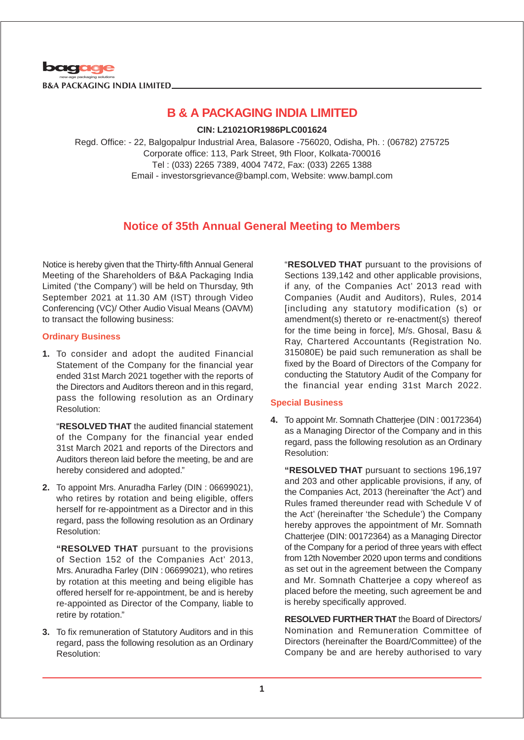# B & A PACKAGING INDIA LIMITED

**CIN: L21021OR1986PLC001624**

Regd. Office: - 22, Balgopalpur Industrial Area, Balasore -756020, Odisha, Ph. : (06782) 275725
Corporate office: 113, Park Street, 9th Floor, Kolkata-700016
Tel : (033) 2265 7389, 4004 7472, Fax: (033) 2265 1388
Email - investorsgrievance@bampl.com, Website: www.bampl.com

## Notice of 35th Annual General Meeting to Members

Notice is hereby given that the Thirty-fifth Annual General Meeting of the Shareholders of B&A Packaging India Limited ('the Company') will be held on Thursday, 9th September 2021 at 11.30 AM (IST) through Video Conferencing (VC)/ Other Audio Visual Means (OAVM) to transact the following business:

### Ordinary Business

**1.** To consider and adopt the audited Financial Statement of the Company for the financial year ended 31st March 2021 together with the reports of the Directors and Auditors thereon and in this regard, pass the following resolution as an Ordinary Resolution:

"**RESOLVED THAT** the audited financial statement of the Company for the financial year ended 31st March 2021 and reports of the Directors and Auditors thereon laid before the meeting, be and are hereby considered and adopted."

**2.** To appoint Mrs. Anuradha Farley (DIN : 06699021), who retires by rotation and being eligible, offers herself for re-appointment as a Director and in this regard, pass the following resolution as an Ordinary Resolution:

**"RESOLVED THAT** pursuant to the provisions of Section 152 of the Companies Act' 2013, Mrs. Anuradha Farley (DIN : 06699021), who retires by rotation at this meeting and being eligible has offered herself for re-appointment, be and is hereby re-appointed as Director of the Company, liable to retire by rotation."

**3.** To fix remuneration of Statutory Auditors and in this regard, pass the following resolution as an Ordinary Resolution:

"**RESOLVED THAT** pursuant to the provisions of Sections 139,142 and other applicable provisions, if any, of the Companies Act' 2013 read with Companies (Audit and Auditors), Rules, 2014 [including any statutory modification (s) or amendment(s) thereto or re-enactment(s) thereof for the time being in force], M/s. Ghosal, Basu & Ray, Chartered Accountants (Registration No. 315080E) be paid such remuneration as shall be fixed by the Board of Directors of the Company for conducting the Statutory Audit of the Company for the financial year ending 31st March 2022.

### Special Business

**4.** To appoint Mr. Somnath Chatterjee (DIN : 00172364) as a Managing Director of the Company and in this regard, pass the following resolution as an Ordinary Resolution:

**"RESOLVED THAT** pursuant to sections 196,197 and 203 and other applicable provisions, if any, of the Companies Act, 2013 (hereinafter 'the Act') and Rules framed thereunder read with Schedule V of the Act' (hereinafter 'the Schedule') the Company hereby approves the appointment of Mr. Somnath Chatterjee (DIN: 00172364) as a Managing Director of the Company for a period of three years with effect from 12th November 2020 upon terms and conditions as set out in the agreement between the Company and Mr. Somnath Chatterjee a copy whereof as placed before the meeting, such agreement be and is hereby specifically approved.

**RESOLVED FURTHER THAT** the Board of Directors/ Nomination and Remuneration Committee of Directors (hereinafter the Board/Committee) of the Company be and are hereby authorised to vary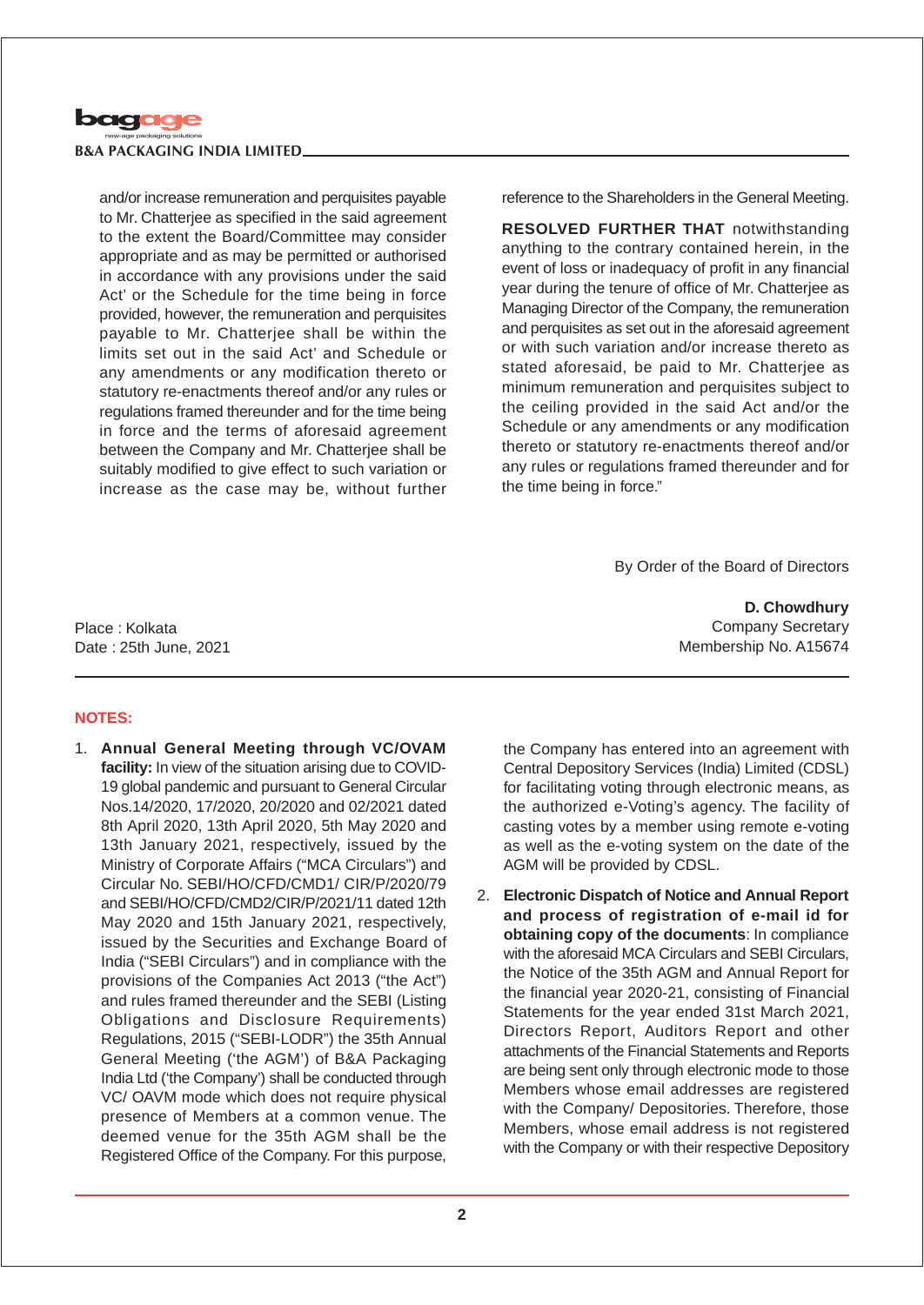and/or increase remuneration and perquisites payable to Mr. Chatterjee as specified in the said agreement to the extent the Board/Committee may consider appropriate and as may be permitted or authorised in accordance with any provisions under the said Act' or the Schedule for the time being in force provided, however, the remuneration and perquisites payable to Mr. Chatterjee shall be within the limits set out in the said Act' and Schedule or any amendments or any modification thereto or statutory re-enactments thereof and/or any rules or regulations framed thereunder and for the time being in force and the terms of aforesaid agreement between the Company and Mr. Chatterjee shall be suitably modified to give effect to such variation or increase as the case may be, without further reference to the Shareholders in the General Meeting.

**RESOLVED FURTHER THAT** notwithstanding anything to the contrary contained herein, in the event of loss or inadequacy of profit in any financial year during the tenure of office of Mr. Chatterjee as Managing Director of the Company, the remuneration and perquisites as set out in the aforesaid agreement or with such variation and/or increase thereto as stated aforesaid, be paid to Mr. Chatterjee as minimum remuneration and perquisites subject to the ceiling provided in the said Act and/or the Schedule or any amendments or any modification thereto or statutory re-enactments thereof and/or any rules or regulations framed thereunder and for the time being in force."

By Order of the Board of Directors

**D. Chowdhury**
Company Secretary
Membership No. A15674

Place : Kolkata
Date : 25th June, 2021

---

**NOTES:**

1. **Annual General Meeting through VC/OVAM facility:** In view of the situation arising due to COVID-19 global pandemic and pursuant to General Circular Nos.14/2020, 17/2020, 20/2020 and 02/2021 dated 8th April 2020, 13th April 2020, 5th May 2020 and 13th January 2021, respectively, issued by the Ministry of Corporate Affairs ("MCA Circulars") and Circular No. SEBI/HO/CFD/CMD1/ CIR/P/2020/79 and SEBI/HO/CFD/CMD2/CIR/P/2021/11 dated 12th May 2020 and 15th January 2021, respectively, issued by the Securities and Exchange Board of India ("SEBI Circulars") and in compliance with the provisions of the Companies Act 2013 ("the Act") and rules framed thereunder and the SEBI (Listing Obligations and Disclosure Requirements) Regulations, 2015 ("SEBI-LODR") the 35th Annual General Meeting ('the AGM') of B&A Packaging India Ltd ('the Company') shall be conducted through VC/ OAVM mode which does not require physical presence of Members at a common venue. The deemed venue for the 35th AGM shall be the Registered Office of the Company. For this purpose, the Company has entered into an agreement with Central Depository Services (India) Limited (CDSL) for facilitating voting through electronic means, as the authorized e-Voting's agency. The facility of casting votes by a member using remote e-voting as well as the e-voting system on the date of the AGM will be provided by CDSL.

2. **Electronic Dispatch of Notice and Annual Report and process of registration of e-mail id for obtaining copy of the documents**: In compliance with the aforesaid MCA Circulars and SEBI Circulars, the Notice of the 35th AGM and Annual Report for the financial year 2020-21, consisting of Financial Statements for the year ended 31st March 2021, Directors Report, Auditors Report and other attachments of the Financial Statements and Reports are being sent only through electronic mode to those Members whose email addresses are registered with the Company/ Depositories. Therefore, those Members, whose email address is not registered with the Company or with their respective Depository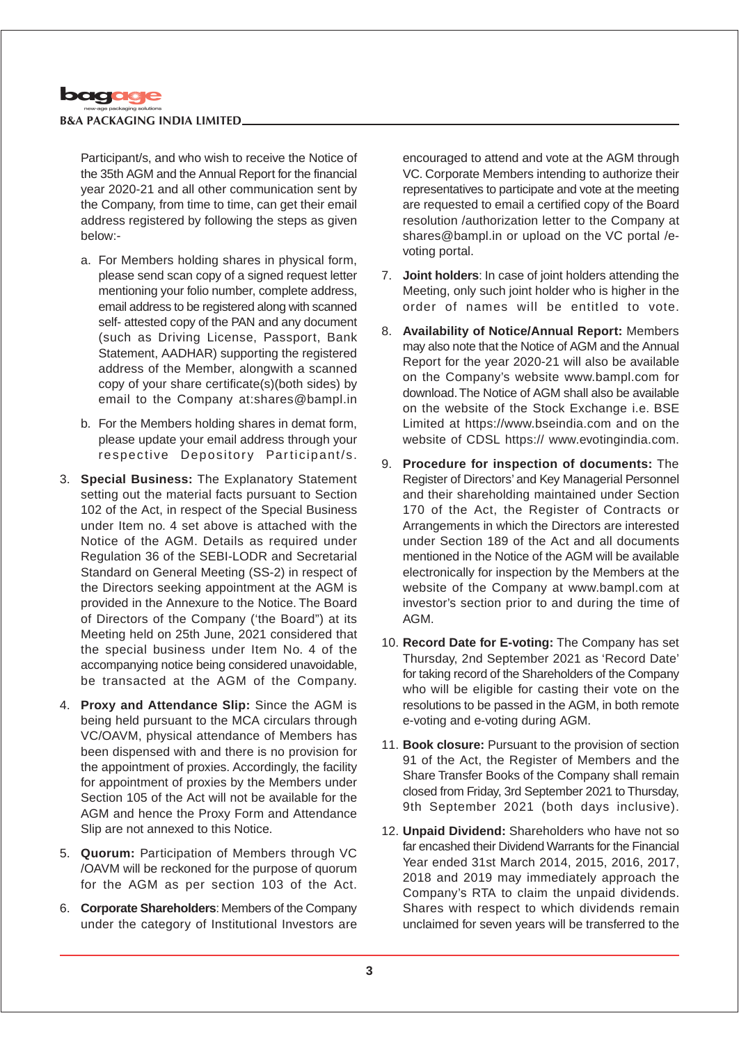Participant/s, and who wish to receive the Notice of the 35th AGM and the Annual Report for the financial year 2020-21 and all other communication sent by the Company, from time to time, can get their email address registered by following the steps as given below:-

a. For Members holding shares in physical form, please send scan copy of a signed request letter mentioning your folio number, complete address, email address to be registered along with scanned self- attested copy of the PAN and any document (such as Driving License, Passport, Bank Statement, AADHAR) supporting the registered address of the Member, alongwith a scanned copy of your share certificate(s)(both sides) by email to the Company at:shares@bampl.in

b. For the Members holding shares in demat form, please update your email address through your respective Depository Participant/s.

3. **Special Business:** The Explanatory Statement setting out the material facts pursuant to Section 102 of the Act, in respect of the Special Business under Item no. 4 set above is attached with the Notice of the AGM. Details as required under Regulation 36 of the SEBI-LODR and Secretarial Standard on General Meeting (SS-2) in respect of the Directors seeking appointment at the AGM is provided in the Annexure to the Notice. The Board of Directors of the Company ('the Board") at its Meeting held on 25th June, 2021 considered that the special business under Item No. 4 of the accompanying notice being considered unavoidable, be transacted at the AGM of the Company.

4. **Proxy and Attendance Slip:** Since the AGM is being held pursuant to the MCA circulars through VC/OAVM, physical attendance of Members has been dispensed with and there is no provision for the appointment of proxies. Accordingly, the facility for appointment of proxies by the Members under Section 105 of the Act will not be available for the AGM and hence the Proxy Form and Attendance Slip are not annexed to this Notice.

5. **Quorum:** Participation of Members through VC /OAVM will be reckoned for the purpose of quorum for the AGM as per section 103 of the Act.

6. **Corporate Shareholders**: Members of the Company under the category of Institutional Investors are encouraged to attend and vote at the AGM through VC. Corporate Members intending to authorize their representatives to participate and vote at the meeting are requested to email a certified copy of the Board resolution /authorization letter to the Company at shares@bampl.in or upload on the VC portal /e-voting portal.

7. **Joint holders**: In case of joint holders attending the Meeting, only such joint holder who is higher in the order of names will be entitled to vote.

8. **Availability of Notice/Annual Report:** Members may also note that the Notice of AGM and the Annual Report for the year 2020-21 will also be available on the Company's website www.bampl.com for download. The Notice of AGM shall also be available on the website of the Stock Exchange i.e. BSE Limited at https://www.bseindia.com and on the website of CDSL https:// www.evotingindia.com.

9. **Procedure for inspection of documents:** The Register of Directors' and Key Managerial Personnel and their shareholding maintained under Section 170 of the Act, the Register of Contracts or Arrangements in which the Directors are interested under Section 189 of the Act and all documents mentioned in the Notice of the AGM will be available electronically for inspection by the Members at the website of the Company at www.bampl.com at investor's section prior to and during the time of AGM.

10. **Record Date for E-voting:** The Company has set Thursday, 2nd September 2021 as 'Record Date' for taking record of the Shareholders of the Company who will be eligible for casting their vote on the resolutions to be passed in the AGM, in both remote e-voting and e-voting during AGM.

11. **Book closure:** Pursuant to the provision of section 91 of the Act, the Register of Members and the Share Transfer Books of the Company shall remain closed from Friday, 3rd September 2021 to Thursday, 9th September 2021 (both days inclusive).

12. **Unpaid Dividend:** Shareholders who have not so far encashed their Dividend Warrants for the Financial Year ended 31st March 2014, 2015, 2016, 2017, 2018 and 2019 may immediately approach the Company's RTA to claim the unpaid dividends. Shares with respect to which dividends remain unclaimed for seven years will be transferred to the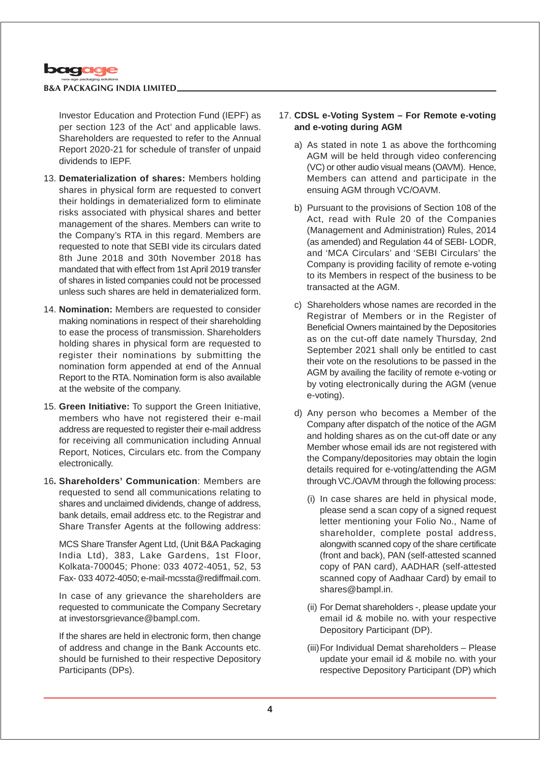Investor Education and Protection Fund (IEPF) as per section 123 of the Act' and applicable laws. Shareholders are requested to refer to the Annual Report 2020-21 for schedule of transfer of unpaid dividends to IEPF.

13. **Dematerialization of shares:** Members holding shares in physical form are requested to convert their holdings in dematerialized form to eliminate risks associated with physical shares and better management of the shares. Members can write to the Company's RTA in this regard. Members are requested to note that SEBI vide its circulars dated 8th June 2018 and 30th November 2018 has mandated that with effect from 1st April 2019 transfer of shares in listed companies could not be processed unless such shares are held in dematerialized form.

14. **Nomination:** Members are requested to consider making nominations in respect of their shareholding to ease the process of transmission. Shareholders holding shares in physical form are requested to register their nominations by submitting the nomination form appended at end of the Annual Report to the RTA. Nomination form is also available at the website of the company.

15. **Green Initiative:** To support the Green Initiative, members who have not registered their e-mail address are requested to register their e-mail address for receiving all communication including Annual Report, Notices, Circulars etc. from the Company electronically.

16. **Shareholders' Communication**: Members are requested to send all communications relating to shares and unclaimed dividends, change of address, bank details, email address etc. to the Registrar and Share Transfer Agents at the following address:

    MCS Share Transfer Agent Ltd, (Unit B&A Packaging India Ltd), 383, Lake Gardens, 1st Floor, Kolkata-700045; Phone: 033 4072-4051, 52, 53 Fax- 033 4072-4050; e-mail-mcssta@rediffmail.com.

    In case of any grievance the shareholders are requested to communicate the Company Secretary at investorsgrievance@bampl.com.

    If the shares are held in electronic form, then change of address and change in the Bank Accounts etc. should be furnished to their respective Depository Participants (DPs).

17. **CDSL e-Voting System – For Remote e-voting and e-voting during AGM**

    a) As stated in note 1 as above the forthcoming AGM will be held through video conferencing (VC) or other audio visual means (OAVM). Hence, Members can attend and participate in the ensuing AGM through VC/OAVM.

    b) Pursuant to the provisions of Section 108 of the Act, read with Rule 20 of the Companies (Management and Administration) Rules, 2014 (as amended) and Regulation 44 of SEBI- LODR, and 'MCA Circulars' and 'SEBI Circulars' the Company is providing facility of remote e-voting to its Members in respect of the business to be transacted at the AGM.

    c) Shareholders whose names are recorded in the Registrar of Members or in the Register of Beneficial Owners maintained by the Depositories as on the cut-off date namely Thursday, 2nd September 2021 shall only be entitled to cast their vote on the resolutions to be passed in the AGM by availing the facility of remote e-voting or by voting electronically during the AGM (venue e-voting).

    d) Any person who becomes a Member of the Company after dispatch of the notice of the AGM and holding shares as on the cut-off date or any Member whose email ids are not registered with the Company/depositories may obtain the login details required for e-voting/attending the AGM through VC./OAVM through the following process:

        (i) In case shares are held in physical mode, please send a scan copy of a signed request letter mentioning your Folio No., Name of shareholder, complete postal address, alongwith scanned copy of the share certificate (front and back), PAN (self-attested scanned copy of PAN card), AADHAR (self-attested scanned copy of Aadhaar Card) by email to shares@bampl.in.

        (ii) For Demat shareholders -, please update your email id & mobile no. with your respective Depository Participant (DP).

        (iii) For Individual Demat shareholders – Please update your email id & mobile no. with your respective Depository Participant (DP) which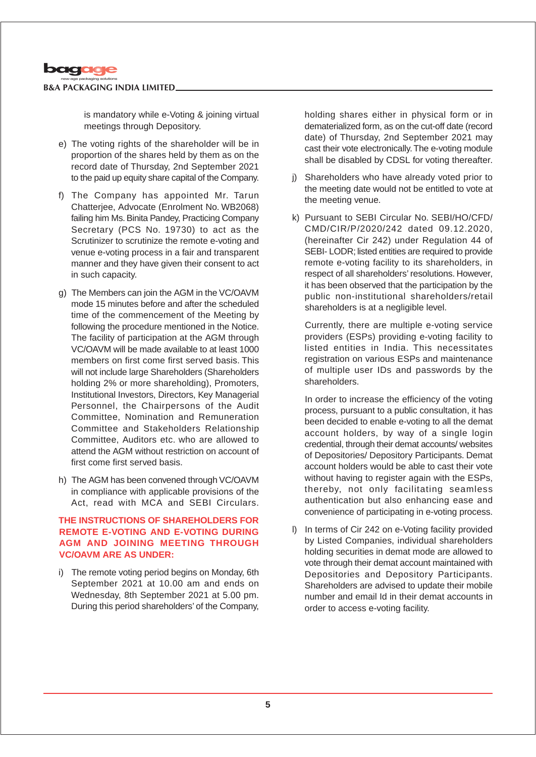is mandatory while e-Voting & joining virtual meetings through Depository.

e) The voting rights of the shareholder will be in proportion of the shares held by them as on the record date of Thursday, 2nd September 2021 to the paid up equity share capital of the Company.

f) The Company has appointed Mr. Tarun Chatterjee, Advocate (Enrolment No. WB2068) failing him Ms. Binita Pandey, Practicing Company Secretary (PCS No. 19730) to act as the Scrutinizer to scrutinize the remote e-voting and venue e-voting process in a fair and transparent manner and they have given their consent to act in such capacity.

g) The Members can join the AGM in the VC/OAVM mode 15 minutes before and after the scheduled time of the commencement of the Meeting by following the procedure mentioned in the Notice. The facility of participation at the AGM through VC/OAVM will be made available to at least 1000 members on first come first served basis. This will not include large Shareholders (Shareholders holding 2% or more shareholding), Promoters, Institutional Investors, Directors, Key Managerial Personnel, the Chairpersons of the Audit Committee, Nomination and Remuneration Committee and Stakeholders Relationship Committee, Auditors etc. who are allowed to attend the AGM without restriction on account of first come first served basis.

h) The AGM has convened through VC/OAVM in compliance with applicable provisions of the Act, read with MCA and SEBI Circulars.

**THE INSTRUCTIONS OF SHAREHOLDERS FOR REMOTE E-VOTING AND E-VOTING DURING AGM AND JOINING MEETING THROUGH VC/OAVM ARE AS UNDER:**

i) The remote voting period begins on Monday, 6th September 2021 at 10.00 am and ends on Wednesday, 8th September 2021 at 5.00 pm. During this period shareholders' of the Company, holding shares either in physical form or in dematerialized form, as on the cut-off date (record date) of Thursday, 2nd September 2021 may cast their vote electronically. The e-voting module shall be disabled by CDSL for voting thereafter.

j) Shareholders who have already voted prior to the meeting date would not be entitled to vote at the meeting venue.

k) Pursuant to SEBI Circular No. SEBI/HO/CFD/CMD/CIR/P/2020/242 dated 09.12.2020, (hereinafter Cir 242) under Regulation 44 of SEBI- LODR; listed entities are required to provide remote e-voting facility to its shareholders, in respect of all shareholders' resolutions. However, it has been observed that the participation by the public non-institutional shareholders/retail shareholders is at a negligible level.

Currently, there are multiple e-voting service providers (ESPs) providing e-voting facility to listed entities in India. This necessitates registration on various ESPs and maintenance of multiple user IDs and passwords by the shareholders.

In order to increase the efficiency of the voting process, pursuant to a public consultation, it has been decided to enable e-voting to all the demat account holders, by way of a single login credential, through their demat accounts/ websites of Depositories/ Depository Participants. Demat account holders would be able to cast their vote without having to register again with the ESPs, thereby, not only facilitating seamless authentication but also enhancing ease and convenience of participating in e-voting process.

l) In terms of Cir 242 on e-Voting facility provided by Listed Companies, individual shareholders holding securities in demat mode are allowed to vote through their demat account maintained with Depositories and Depository Participants. Shareholders are advised to update their mobile number and email Id in their demat accounts in order to access e-voting facility.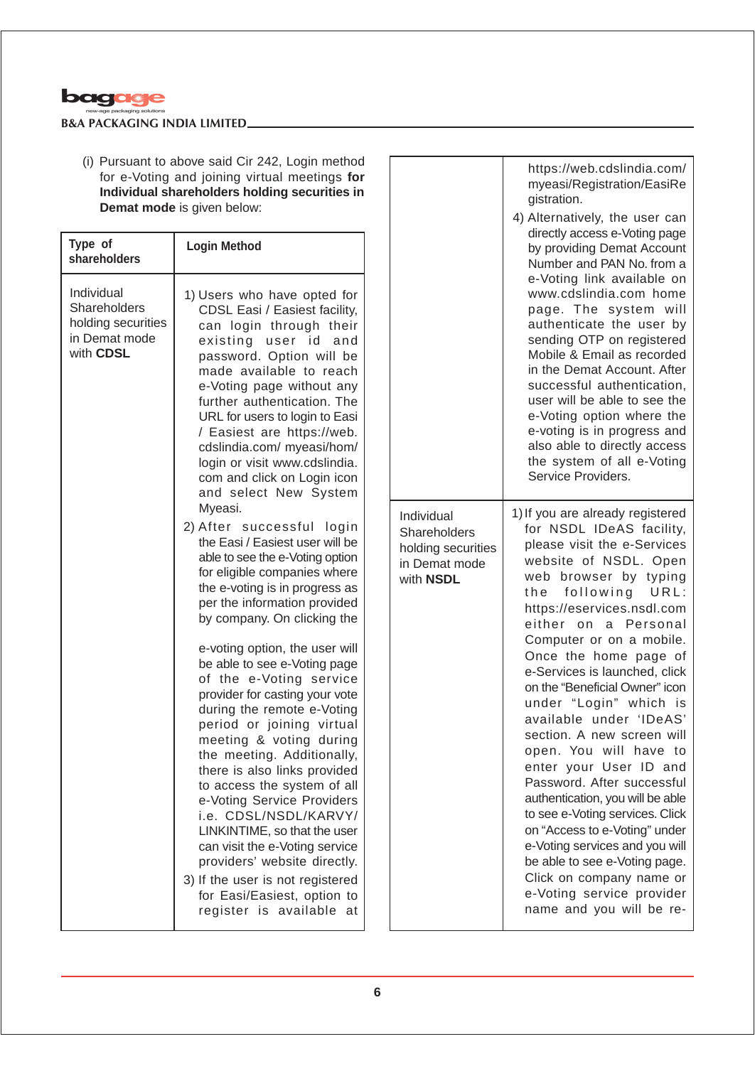(i) Pursuant to above said Cir 242, Login method for e-Voting and joining virtual meetings **for Individual shareholders holding securities in Demat mode** is given below:

| Type of shareholders | Login Method |
|---|---|
| Individual Shareholders holding securities in Demat mode with **CDSL** | 1) Users who have opted for CDSL Easi / Easiest facility, can login through their existing user id and password. Option will be made available to reach e-Voting page without any further authentication. The URL for users to login to Easi / Easiest are https://web.cdslindia.com/ myeasi/hom/ login or visit www.cdslindia.com and click on Login icon and select New System Myeasi.<br>2) After successful login the Easi / Easiest user will be able to see the e-Voting option for eligible companies where the e-voting is in progress as per the information provided by company. On clicking the e-voting option, the user will be able to see e-Voting page of the e-Voting service provider for casting your vote during the remote e-Voting period or joining virtual meeting & voting during the meeting. Additionally, there is also links provided to access the system of all e-Voting Service Providers i.e. CDSL/NSDL/KARVY/ LINKINTIME, so that the user can visit the e-Voting service providers' website directly.<br>3) If the user is not registered for Easi/Easiest, option to register is available at https://web.cdslindia.com/ myeasi/Registration/EasiRegistration.<br>4) Alternatively, the user can directly access e-Voting page by providing Demat Account Number and PAN No. from a e-Voting link available on www.cdslindia.com home page. The system will authenticate the user by sending OTP on registered Mobile & Email as recorded in the Demat Account. After successful authentication, user will be able to see the e-Voting option where the e-voting is in progress and also able to directly access the system of all e-Voting Service Providers. |
| Individual Shareholders holding securities in Demat mode with **NSDL** | 1) If you are already registered for NSDL IDeAS facility, please visit the e-Services website of NSDL. Open web browser by typing the following URL: https://eservices.nsdl.com either on a Personal Computer or on a mobile. Once the home page of e-Services is launched, click on the "Beneficial Owner" icon under "Login" which is available under 'IDeAS' section. A new screen will open. You will have to enter your User ID and Password. After successful authentication, you will be able to see e-Voting services. Click on "Access to e-Voting" under e-Voting services and you will be able to see e-Voting page. Click on company name or e-Voting service provider name and you will be re- |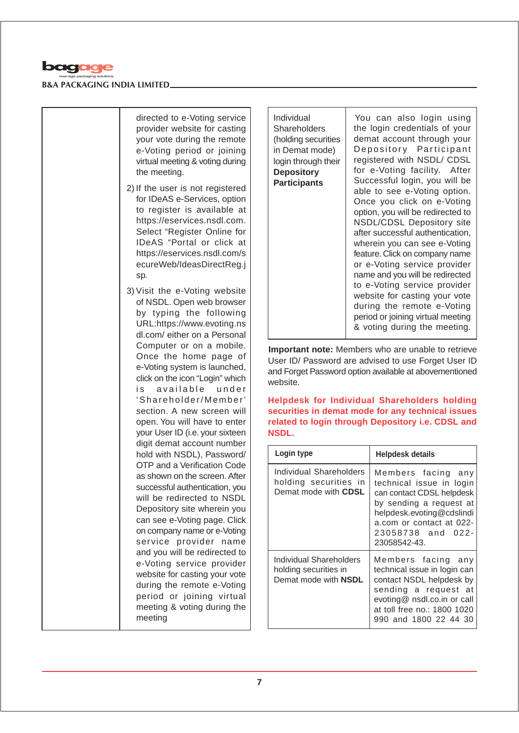| | |
|---|---|
| | directed to e-Voting service provider website for casting your vote during the remote e-Voting period or joining virtual meeting & voting during the meeting.<br><br>2) If the user is not registered for IDeAS e-Services, option to register is available at https://eservices.nsdl.com. Select "Register Online for IDeAS "Portal or click at https://eservices.nsdl.com/secureWeb/IdeasDirectReg.jsp.<br><br>3) Visit the e-Voting website of NSDL. Open web browser by typing the following URL:https://www.evoting.nsdl.com/ either on a Personal Computer or on a mobile. Once the home page of e-Voting system is launched, click on the icon "Login" which is available under 'Shareholder/Member' section. A new screen will open. You will have to enter your User ID (i.e. your sixteen digit demat account number hold with NSDL), Password/ OTP and a Verification Code as shown on the screen. After successful authentication, you will be redirected to NSDL Depository site wherein you can see e-Voting page. Click on company name or e-Voting service provider name and you will be redirected to e-Voting service provider website for casting your vote during the remote e-Voting period or joining virtual meeting & voting during the meeting |
| Individual Shareholders (holding securities in Demat mode) login through their **Depository Participants** | You can also login using the login credentials of your demat account through your Depository Participant registered with NSDL/ CDSL for e-Voting facility. After Successful login, you will be able to see e-Voting option. Once you click on e-Voting option, you will be redirected to NSDL/CDSL Depository site after successful authentication, wherein you can see e-Voting feature. Click on company name or e-Voting service provider name and you will be redirected to e-Voting service provider website for casting your vote during the remote e-Voting period or joining virtual meeting & voting during the meeting. |

**Important note:** Members who are unable to retrieve User ID/ Password are advised to use Forget User ID and Forget Password option available at abovementioned website.

**Helpdesk for Individual Shareholders holding securities in demat mode for any technical issues related to login through Depository i.e. CDSL and NSDL.**

| Login type | Helpdesk details |
|---|---|
| Individual Shareholders holding securities in Demat mode with **CDSL** | Members facing any technical issue in login can contact CDSL helpdesk by sending a request at helpdesk.evoting@cdslindia.com or contact at 022-23058738 and 022-23058542-43. |
| Individual Shareholders holding securities in Demat mode with **NSDL** | Members facing any technical issue in login can contact NSDL helpdesk by sending a request at evoting@ nsdl.co.in or call at toll free no.: 1800 1020 990 and 1800 22 44 30 |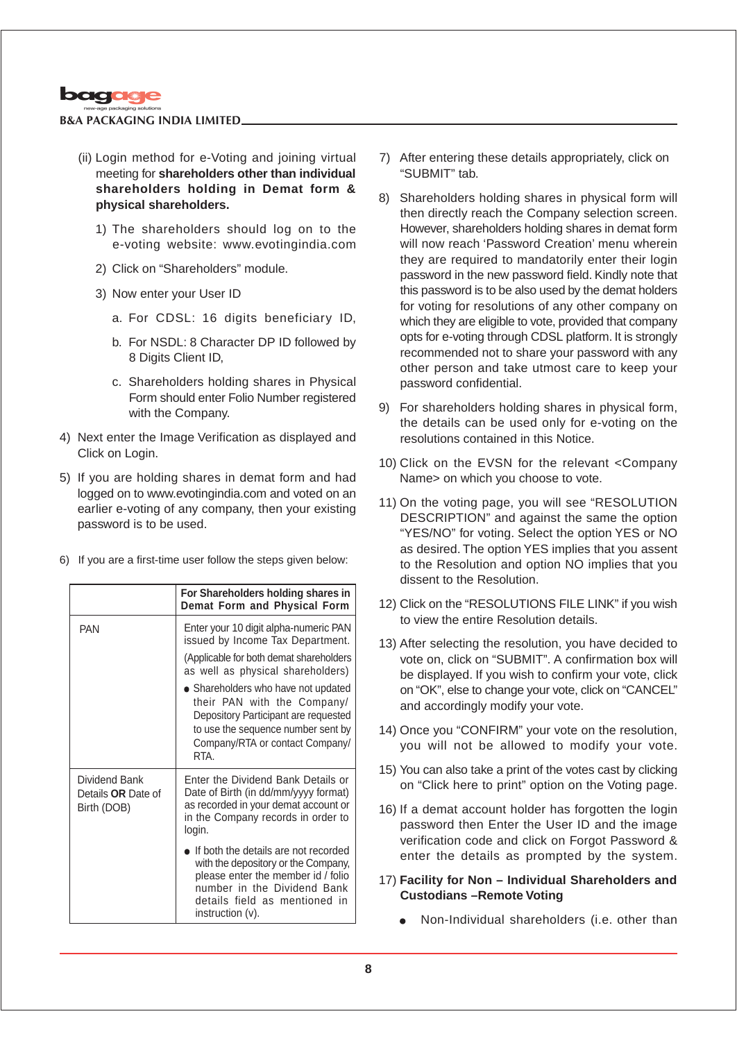(ii) Login method for e-Voting and joining virtual meeting for **shareholders other than individual shareholders holding in Demat form & physical shareholders.**

1) The shareholders should log on to the e-voting website: www.evotingindia.com

2) Click on "Shareholders" module.

3) Now enter your User ID

   a. For CDSL: 16 digits beneficiary ID,

   b. For NSDL: 8 Character DP ID followed by 8 Digits Client ID,

   c. Shareholders holding shares in Physical Form should enter Folio Number registered with the Company.

4) Next enter the Image Verification as displayed and Click on Login.

5) If you are holding shares in demat form and had logged on to www.evotingindia.com and voted on an earlier e-voting of any company, then your existing password is to be used.

6) If you are a first-time user follow the steps given below:

| | For Shareholders holding shares in Demat Form and Physical Form |
|---|---|
| PAN | Enter your 10 digit alpha-numeric PAN issued by Income Tax Department. (Applicable for both demat shareholders as well as physical shareholders) ● Shareholders who have not updated their PAN with the Company/ Depository Participant are requested to use the sequence number sent by Company/RTA or contact Company/ RTA. |
| Dividend Bank Details **OR** Date of Birth (DOB) | Enter the Dividend Bank Details or Date of Birth (in dd/mm/yyyy format) as recorded in your demat account or in the Company records in order to login. ● If both the details are not recorded with the depository or the Company, please enter the member id / folio number in the Dividend Bank details field as mentioned in instruction (v). |

7) After entering these details appropriately, click on "SUBMIT" tab.

8) Shareholders holding shares in physical form will then directly reach the Company selection screen. However, shareholders holding shares in demat form will now reach 'Password Creation' menu wherein they are required to mandatorily enter their login password in the new password field. Kindly note that this password is to be also used by the demat holders for voting for resolutions of any other company on which they are eligible to vote, provided that company opts for e-voting through CDSL platform. It is strongly recommended not to share your password with any other person and take utmost care to keep your password confidential.

9) For shareholders holding shares in physical form, the details can be used only for e-voting on the resolutions contained in this Notice.

10) Click on the EVSN for the relevant <Company Name> on which you choose to vote.

11) On the voting page, you will see "RESOLUTION DESCRIPTION" and against the same the option "YES/NO" for voting. Select the option YES or NO as desired. The option YES implies that you assent to the Resolution and option NO implies that you dissent to the Resolution.

12) Click on the "RESOLUTIONS FILE LINK" if you wish to view the entire Resolution details.

13) After selecting the resolution, you have decided to vote on, click on "SUBMIT". A confirmation box will be displayed. If you wish to confirm your vote, click on "OK", else to change your vote, click on "CANCEL" and accordingly modify your vote.

14) Once you "CONFIRM" your vote on the resolution, you will not be allowed to modify your vote.

15) You can also take a print of the votes cast by clicking on "Click here to print" option on the Voting page.

16) If a demat account holder has forgotten the login password then Enter the User ID and the image verification code and click on Forgot Password & enter the details as prompted by the system.

17) **Facility for Non – Individual Shareholders and Custodians –Remote Voting**

- Non-Individual shareholders (i.e. other than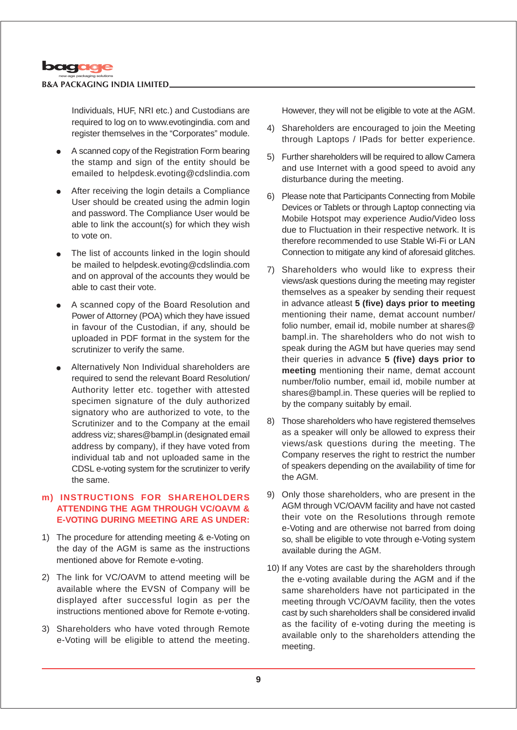Individuals, HUF, NRI etc.) and Custodians are required to log on to www.evotingindia. com and register themselves in the "Corporates" module.

- A scanned copy of the Registration Form bearing the stamp and sign of the entity should be emailed to helpdesk.evoting@cdslindia.com
- After receiving the login details a Compliance User should be created using the admin login and password. The Compliance User would be able to link the account(s) for which they wish to vote on.
- The list of accounts linked in the login should be mailed to helpdesk.evoting@cdslindia.com and on approval of the accounts they would be able to cast their vote.
- A scanned copy of the Board Resolution and Power of Attorney (POA) which they have issued in favour of the Custodian, if any, should be uploaded in PDF format in the system for the scrutinizer to verify the same.
- Alternatively Non Individual shareholders are required to send the relevant Board Resolution/ Authority letter etc. together with attested specimen signature of the duly authorized signatory who are authorized to vote, to the Scrutinizer and to the Company at the email address viz; shares@bampl.in (designated email address by company), if they have voted from individual tab and not uploaded same in the CDSL e-voting system for the scrutinizer to verify the same.

### m) INSTRUCTIONS FOR SHAREHOLDERS ATTENDING THE AGM THROUGH VC/OAVM & E-VOTING DURING MEETING ARE AS UNDER:

1) The procedure for attending meeting & e-Voting on the day of the AGM is same as the instructions mentioned above for Remote e-voting.
2) The link for VC/OAVM to attend meeting will be available where the EVSN of Company will be displayed after successful login as per the instructions mentioned above for Remote e-voting.
3) Shareholders who have voted through Remote e-Voting will be eligible to attend the meeting. However, they will not be eligible to vote at the AGM.
4) Shareholders are encouraged to join the Meeting through Laptops / IPads for better experience.
5) Further shareholders will be required to allow Camera and use Internet with a good speed to avoid any disturbance during the meeting.
6) Please note that Participants Connecting from Mobile Devices or Tablets or through Laptop connecting via Mobile Hotspot may experience Audio/Video loss due to Fluctuation in their respective network. It is therefore recommended to use Stable Wi-Fi or LAN Connection to mitigate any kind of aforesaid glitches.
7) Shareholders who would like to express their views/ask questions during the meeting may register themselves as a speaker by sending their request in advance atleast **5 (five) days prior to meeting** mentioning their name, demat account number/ folio number, email id, mobile number at shares@ bampl.in. The shareholders who do not wish to speak during the AGM but have queries may send their queries in advance **5 (five) days prior to meeting** mentioning their name, demat account number/folio number, email id, mobile number at shares@bampl.in. These queries will be replied to by the company suitably by email.
8) Those shareholders who have registered themselves as a speaker will only be allowed to express their views/ask questions during the meeting. The Company reserves the right to restrict the number of speakers depending on the availability of time for the AGM.
9) Only those shareholders, who are present in the AGM through VC/OAVM facility and have not casted their vote on the Resolutions through remote e-Voting and are otherwise not barred from doing so, shall be eligible to vote through e-Voting system available during the AGM.
10) If any Votes are cast by the shareholders through the e-voting available during the AGM and if the same shareholders have not participated in the meeting through VC/OAVM facility, then the votes cast by such shareholders shall be considered invalid as the facility of e-voting during the meeting is available only to the shareholders attending the meeting.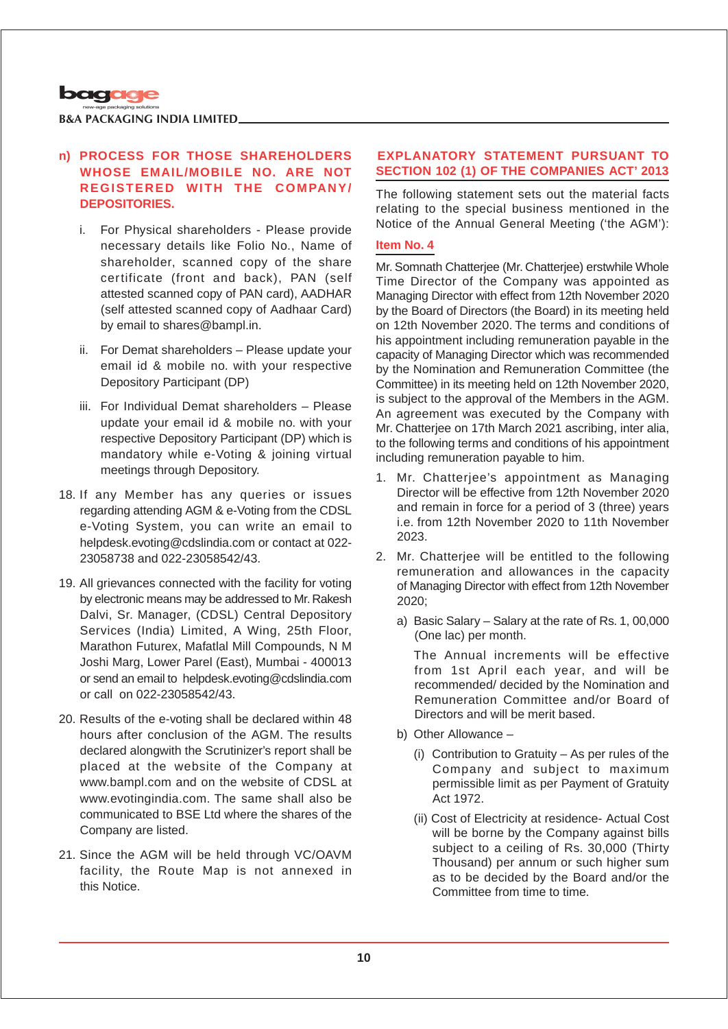**n) PROCESS FOR THOSE SHAREHOLDERS WHOSE EMAIL/MOBILE NO. ARE NOT REGISTERED WITH THE COMPANY/ DEPOSITORIES.**

i. For Physical shareholders - Please provide necessary details like Folio No., Name of shareholder, scanned copy of the share certificate (front and back), PAN (self attested scanned copy of PAN card), AADHAR (self attested scanned copy of Aadhaar Card) by email to shares@bampl.in.

ii. For Demat shareholders – Please update your email id & mobile no. with your respective Depository Participant (DP)

iii. For Individual Demat shareholders – Please update your email id & mobile no. with your respective Depository Participant (DP) which is mandatory while e-Voting & joining virtual meetings through Depository.

18. If any Member has any queries or issues regarding attending AGM & e-Voting from the CDSL e-Voting System, you can write an email to helpdesk.evoting@cdslindia.com or contact at 022-23058738 and 022-23058542/43.

19. All grievances connected with the facility for voting by electronic means may be addressed to Mr. Rakesh Dalvi, Sr. Manager, (CDSL) Central Depository Services (India) Limited, A Wing, 25th Floor, Marathon Futurex, Mafatlal Mill Compounds, N M Joshi Marg, Lower Parel (East), Mumbai - 400013 or send an email to helpdesk.evoting@cdslindia.com or call on 022-23058542/43.

20. Results of the e-voting shall be declared within 48 hours after conclusion of the AGM. The results declared alongwith the Scrutinizer's report shall be placed at the website of the Company at www.bampl.com and on the website of CDSL at www.evotingindia.com. The same shall also be communicated to BSE Ltd where the shares of the Company are listed.

21. Since the AGM will be held through VC/OAVM facility, the Route Map is not annexed in this Notice.

## EXPLANATORY STATEMENT PURSUANT TO SECTION 102 (1) OF THE COMPANIES ACT' 2013

The following statement sets out the material facts relating to the special business mentioned in the Notice of the Annual General Meeting ('the AGM'):

### Item No. 4

Mr. Somnath Chatterjee (Mr. Chatterjee) erstwhile Whole Time Director of the Company was appointed as Managing Director with effect from 12th November 2020 by the Board of Directors (the Board) in its meeting held on 12th November 2020. The terms and conditions of his appointment including remuneration payable in the capacity of Managing Director which was recommended by the Nomination and Remuneration Committee (the Committee) in its meeting held on 12th November 2020, is subject to the approval of the Members in the AGM. An agreement was executed by the Company with Mr. Chatterjee on 17th March 2021 ascribing, inter alia, to the following terms and conditions of his appointment including remuneration payable to him.

1. Mr. Chatterjee's appointment as Managing Director will be effective from 12th November 2020 and remain in force for a period of 3 (three) years i.e. from 12th November 2020 to 11th November 2023.

2. Mr. Chatterjee will be entitled to the following remuneration and allowances in the capacity of Managing Director with effect from 12th November 2020;

   a) Basic Salary – Salary at the rate of Rs. 1, 00,000 (One lac) per month.

      The Annual increments will be effective from 1st April each year, and will be recommended/ decided by the Nomination and Remuneration Committee and/or Board of Directors and will be merit based.

   b) Other Allowance –

      (i) Contribution to Gratuity – As per rules of the Company and subject to maximum permissible limit as per Payment of Gratuity Act 1972.

      (ii) Cost of Electricity at residence- Actual Cost will be borne by the Company against bills subject to a ceiling of Rs. 30,000 (Thirty Thousand) per annum or such higher sum as to be decided by the Board and/or the Committee from time to time.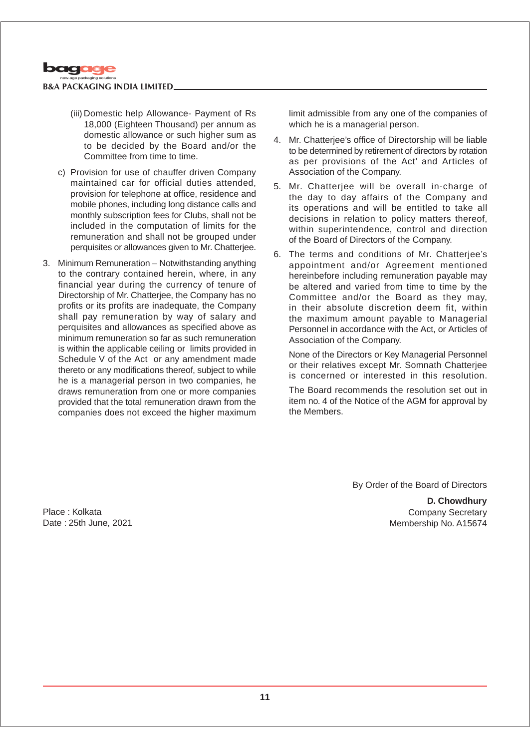(iii) Domestic help Allowance- Payment of Rs 18,000 (Eighteen Thousand) per annum as domestic allowance or such higher sum as to be decided by the Board and/or the Committee from time to time.

c) Provision for use of chauffer driven Company maintained car for official duties attended, provision for telephone at office, residence and mobile phones, including long distance calls and monthly subscription fees for Clubs, shall not be included in the computation of limits for the remuneration and shall not be grouped under perquisites or allowances given to Mr. Chatterjee.

3. Minimum Remuneration – Notwithstanding anything to the contrary contained herein, where, in any financial year during the currency of tenure of Directorship of Mr. Chatterjee, the Company has no profits or its profits are inadequate, the Company shall pay remuneration by way of salary and perquisites and allowances as specified above as minimum remuneration so far as such remuneration is within the applicable ceiling or limits provided in Schedule V of the Act or any amendment made thereto or any modifications thereof, subject to while he is a managerial person in two companies, he draws remuneration from one or more companies provided that the total remuneration drawn from the companies does not exceed the higher maximum limit admissible from any one of the companies of which he is a managerial person.

4. Mr. Chatterjee's office of Directorship will be liable to be determined by retirement of directors by rotation as per provisions of the Act' and Articles of Association of the Company.

5. Mr. Chatterjee will be overall in-charge of the day to day affairs of the Company and its operations and will be entitled to take all decisions in relation to policy matters thereof, within superintendence, control and direction of the Board of Directors of the Company.

6. The terms and conditions of Mr. Chatterjee's appointment and/or Agreement mentioned hereinbefore including remuneration payable may be altered and varied from time to time by the Committee and/or the Board as they may, in their absolute discretion deem fit, within the maximum amount payable to Managerial Personnel in accordance with the Act, or Articles of Association of the Company.

None of the Directors or Key Managerial Personnel or their relatives except Mr. Somnath Chatterjee is concerned or interested in this resolution.

The Board recommends the resolution set out in item no. 4 of the Notice of the AGM for approval by the Members.

By Order of the Board of Directors

**D. Chowdhury**
Company Secretary
Membership No. A15674

Place : Kolkata
Date : 25th June, 2021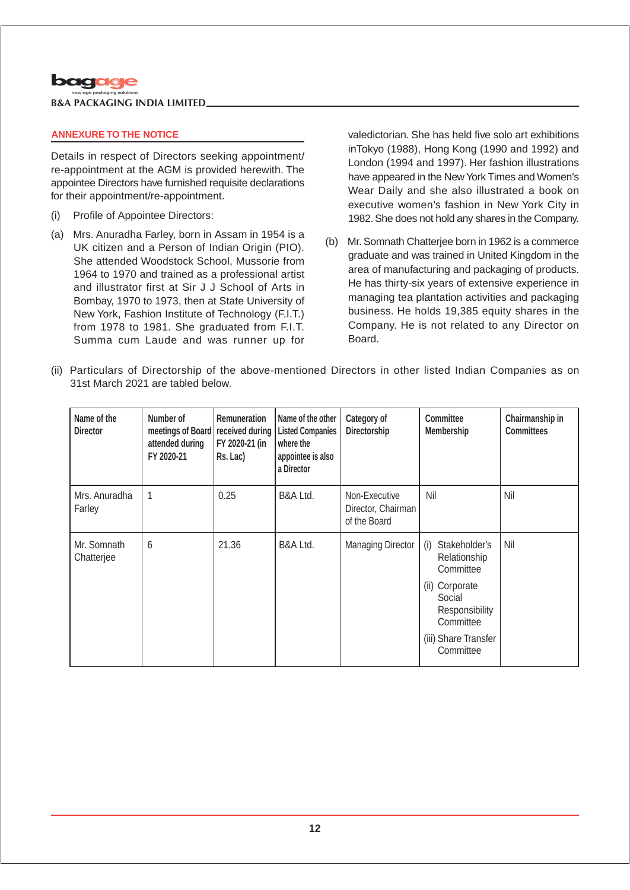## ANNEXURE TO THE NOTICE

Details in respect of Directors seeking appointment/ re-appointment at the AGM is provided herewith. The appointee Directors have furnished requisite declarations for their appointment/re-appointment.

(i) Profile of Appointee Directors:

(a) Mrs. Anuradha Farley, born in Assam in 1954 is a UK citizen and a Person of Indian Origin (PIO). She attended Woodstock School, Mussorie from 1964 to 1970 and trained as a professional artist and illustrator first at Sir J J School of Arts in Bombay, 1970 to 1973, then at State University of New York, Fashion Institute of Technology (F.I.T.) from 1978 to 1981. She graduated from F.I.T. Summa cum Laude and was runner up for valedictorian. She has held five solo art exhibitions inTokyo (1988), Hong Kong (1990 and 1992) and London (1994 and 1997). Her fashion illustrations have appeared in the New York Times and Women's Wear Daily and she also illustrated a book on executive women's fashion in New York City in 1982. She does not hold any shares in the Company.

(b) Mr. Somnath Chatterjee born in 1962 is a commerce graduate and was trained in United Kingdom in the area of manufacturing and packaging of products. He has thirty-six years of extensive experience in managing tea plantation activities and packaging business. He holds 19,385 equity shares in the Company. He is not related to any Director on Board.

(ii) Particulars of Directorship of the above-mentioned Directors in other listed Indian Companies as on 31st March 2021 are tabled below.

| Name of the Director | Number of meetings of Board attended during FY 2020-21 | Remuneration received during FY 2020-21 (in Rs. Lac) | Name of the other Listed Companies where the appointee is also a Director | Category of Directorship | Committee Membership | Chairmanship in Committees |
|---|---|---|---|---|---|---|
| Mrs. Anuradha Farley | 1 | 0.25 | B&A Ltd. | Non-Executive Director, Chairman of the Board | Nil | Nil |
| Mr. Somnath Chatterjee | 6 | 21.36 | B&A Ltd. | Managing Director | (i) Stakeholder's Relationship Committee<br>(ii) Corporate Social Responsibility Committee<br>(iii) Share Transfer Committee | Nil |